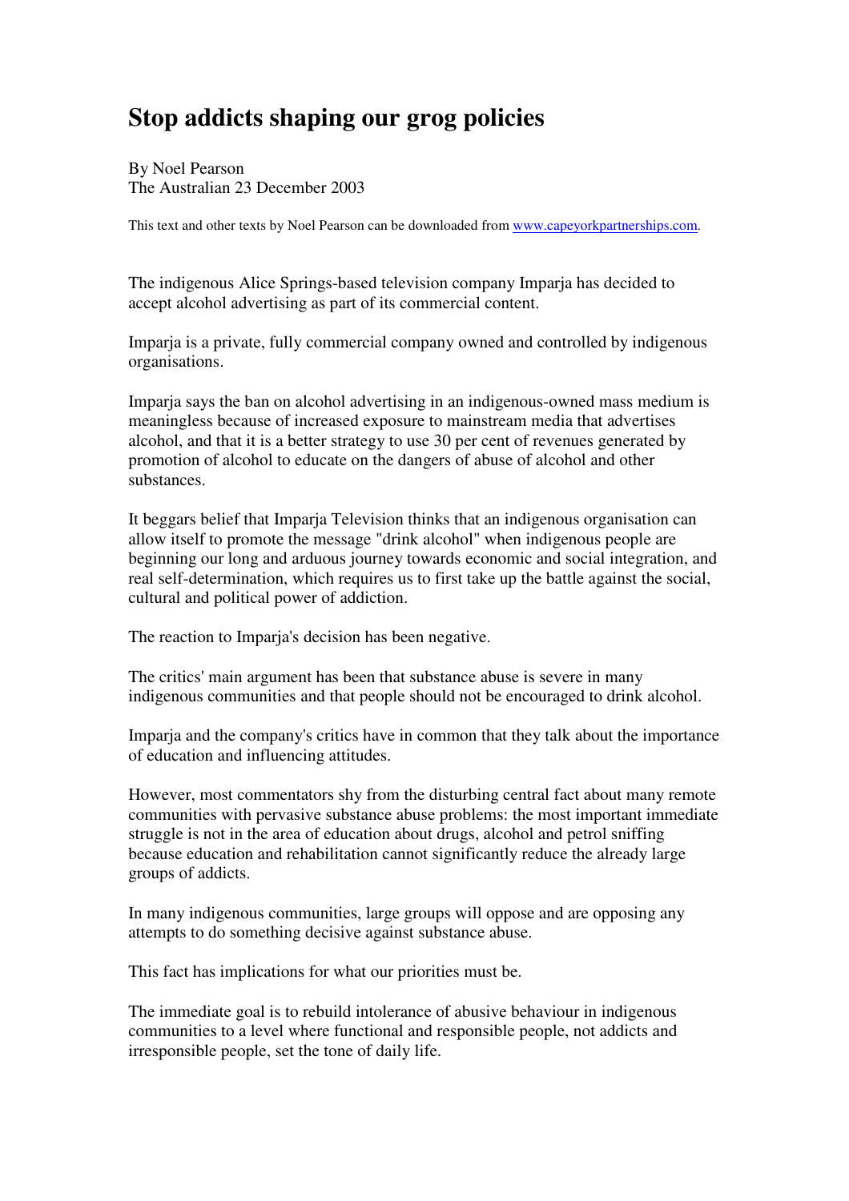# Stop addicts shaping our grog policies

By Noel Pearson
The Australian 23 December 2003

This text and other texts by Noel Pearson can be downloaded from [www.capeyorkpartnerships.com](www.capeyorkpartnerships.com).

The indigenous Alice Springs-based television company Imparja has decided to accept alcohol advertising as part of its commercial content.

Imparja is a private, fully commercial company owned and controlled by indigenous organisations.

Imparja says the ban on alcohol advertising in an indigenous-owned mass medium is meaningless because of increased exposure to mainstream media that advertises alcohol, and that it is a better strategy to use 30 per cent of revenues generated by promotion of alcohol to educate on the dangers of abuse of alcohol and other substances.

It beggars belief that Imparja Television thinks that an indigenous organisation can allow itself to promote the message "drink alcohol" when indigenous people are beginning our long and arduous journey towards economic and social integration, and real self-determination, which requires us to first take up the battle against the social, cultural and political power of addiction.

The reaction to Imparja's decision has been negative.

The critics' main argument has been that substance abuse is severe in many indigenous communities and that people should not be encouraged to drink alcohol.

Imparja and the company's critics have in common that they talk about the importance of education and influencing attitudes.

However, most commentators shy from the disturbing central fact about many remote communities with pervasive substance abuse problems: the most important immediate struggle is not in the area of education about drugs, alcohol and petrol sniffing because education and rehabilitation cannot significantly reduce the already large groups of addicts.

In many indigenous communities, large groups will oppose and are opposing any attempts to do something decisive against substance abuse.

This fact has implications for what our priorities must be.

The immediate goal is to rebuild intolerance of abusive behaviour in indigenous communities to a level where functional and responsible people, not addicts and irresponsible people, set the tone of daily life.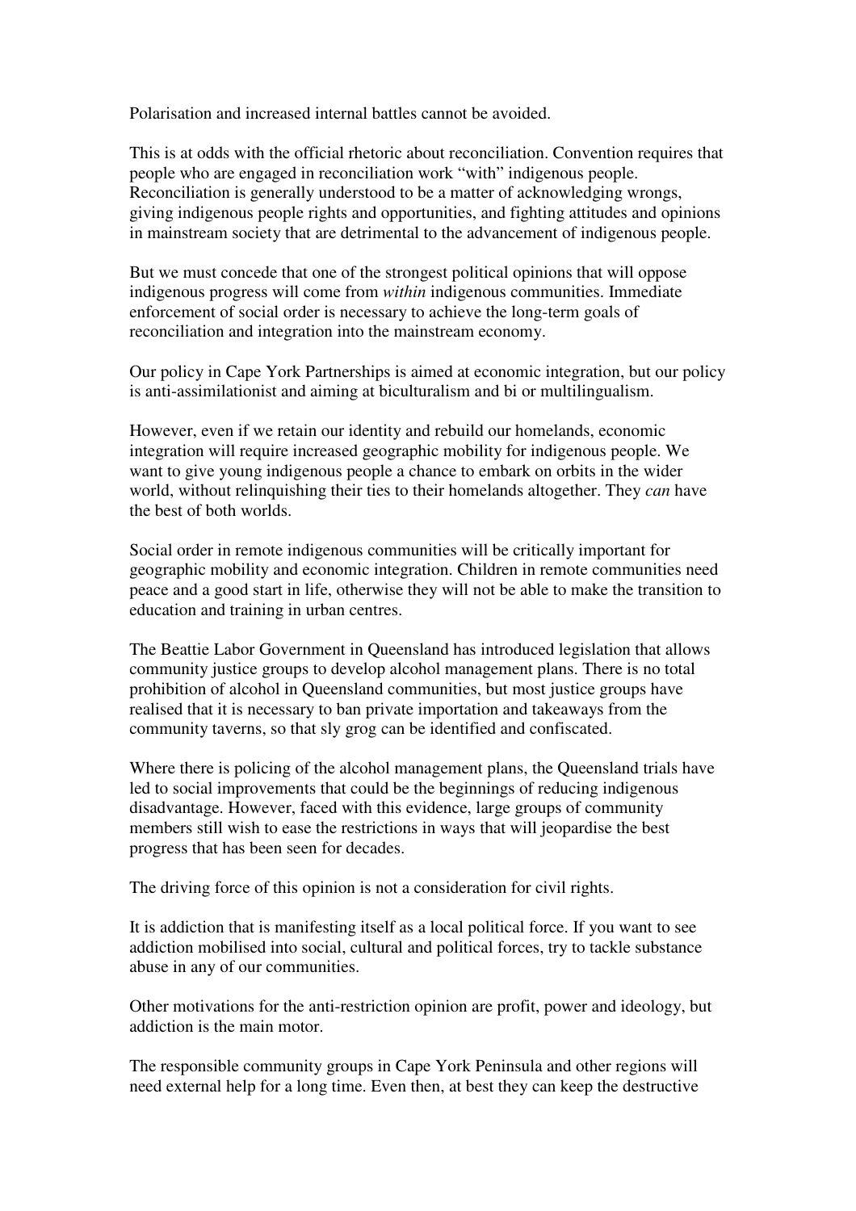Polarisation and increased internal battles cannot be avoided.

This is at odds with the official rhetoric about reconciliation. Convention requires that people who are engaged in reconciliation work "with" indigenous people. Reconciliation is generally understood to be a matter of acknowledging wrongs, giving indigenous people rights and opportunities, and fighting attitudes and opinions in mainstream society that are detrimental to the advancement of indigenous people.

But we must concede that one of the strongest political opinions that will oppose indigenous progress will come from *within* indigenous communities. Immediate enforcement of social order is necessary to achieve the long-term goals of reconciliation and integration into the mainstream economy.

Our policy in Cape York Partnerships is aimed at economic integration, but our policy is anti-assimilationist and aiming at biculturalism and bi or multilingualism.

However, even if we retain our identity and rebuild our homelands, economic integration will require increased geographic mobility for indigenous people. We want to give young indigenous people a chance to embark on orbits in the wider world, without relinquishing their ties to their homelands altogether. They *can* have the best of both worlds.

Social order in remote indigenous communities will be critically important for geographic mobility and economic integration. Children in remote communities need peace and a good start in life, otherwise they will not be able to make the transition to education and training in urban centres.

The Beattie Labor Government in Queensland has introduced legislation that allows community justice groups to develop alcohol management plans. There is no total prohibition of alcohol in Queensland communities, but most justice groups have realised that it is necessary to ban private importation and takeaways from the community taverns, so that sly grog can be identified and confiscated.

Where there is policing of the alcohol management plans, the Queensland trials have led to social improvements that could be the beginnings of reducing indigenous disadvantage. However, faced with this evidence, large groups of community members still wish to ease the restrictions in ways that will jeopardise the best progress that has been seen for decades.

The driving force of this opinion is not a consideration for civil rights.

It is addiction that is manifesting itself as a local political force. If you want to see addiction mobilised into social, cultural and political forces, try to tackle substance abuse in any of our communities.

Other motivations for the anti-restriction opinion are profit, power and ideology, but addiction is the main motor.

The responsible community groups in Cape York Peninsula and other regions will need external help for a long time. Even then, at best they can keep the destructive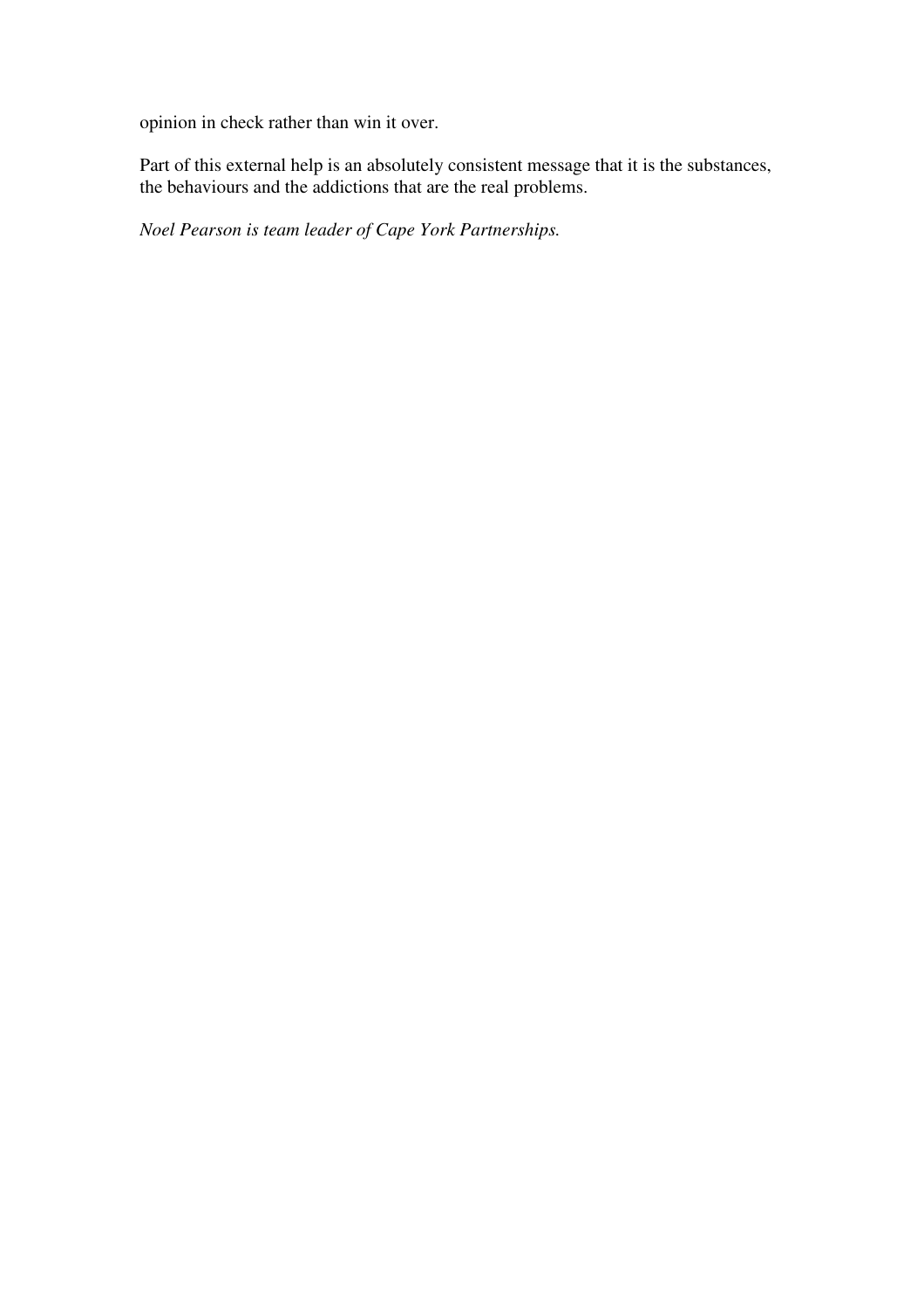opinion in check rather than win it over.

Part of this external help is an absolutely consistent message that it is the substances, the behaviours and the addictions that are the real problems.

*Noel Pearson is team leader of Cape York Partnerships.*